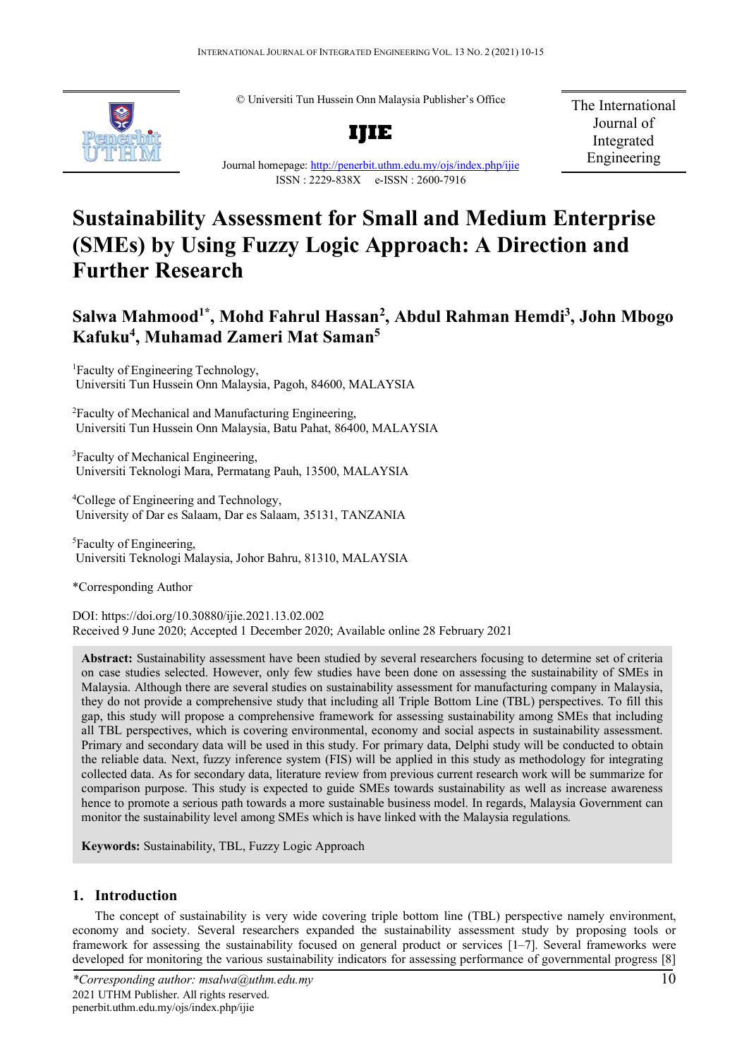© Universiti Tun Hussein Onn Malaysia Publisher's Office

**IJIE**

Journal homepage: http://penerbit.uthm.edu.my/ojs/index.php/ijie

ISSN : 2229-838X e-ISSN : 2600-7916

The International Journal of Integrated Engineering

# Sustainability Assessment for Small and Medium Enterprise (SMEs) by Using Fuzzy Logic Approach: A Direction and Further Research

**Salwa Mahmood[1*], Mohd Fahrul Hassan[2], Abdul Rahman Hemdi[3], John Mbogo Kafuku[4], Muhamad Zameri Mat Saman[5]**

[1]Faculty of Engineering Technology, Universiti Tun Hussein Onn Malaysia, Pagoh, 84600, MALAYSIA

[2]Faculty of Mechanical and Manufacturing Engineering, Universiti Tun Hussein Onn Malaysia, Batu Pahat, 86400, MALAYSIA

[3]Faculty of Mechanical Engineering, Universiti Teknologi Mara, Permatang Pauh, 13500, MALAYSIA

[4]College of Engineering and Technology, University of Dar es Salaam, Dar es Salaam, 35131, TANZANIA

[5]Faculty of Engineering, Universiti Teknologi Malaysia, Johor Bahru, 81310, MALAYSIA

*Corresponding Author

DOI: https://doi.org/10.30880/ijie.2021.13.02.002

Received 9 June 2020; Accepted 1 December 2020; Available online 28 February 2021

**Abstract:** Sustainability assessment have been studied by several researchers focusing to determine set of criteria on case studies selected. However, only few studies have been done on assessing the sustainability of SMEs in Malaysia. Although there are several studies on sustainability assessment for manufacturing company in Malaysia, they do not provide a comprehensive study that including all Triple Bottom Line (TBL) perspectives. To fill this gap, this study will propose a comprehensive framework for assessing sustainability among SMEs that including all TBL perspectives, which is covering environmental, economy and social aspects in sustainability assessment. Primary and secondary data will be used in this study. For primary data, Delphi study will be conducted to obtain the reliable data. Next, fuzzy inference system (FIS) will be applied in this study as methodology for integrating collected data. As for secondary data, literature review from previous current research work will be summarize for comparison purpose. This study is expected to guide SMEs towards sustainability as well as increase awareness hence to promote a serious path towards a more sustainable business model. In regards, Malaysia Government can monitor the sustainability level among SMEs which is have linked with the Malaysia regulations.

**Keywords:** Sustainability, TBL, Fuzzy Logic Approach

## 1. Introduction

The concept of sustainability is very wide covering triple bottom line (TBL) perspective namely environment, economy and society. Several researchers expanded the sustainability assessment study by proposing tools or framework for assessing the sustainability focused on general product or services [1–7]. Several frameworks were developed for monitoring the various sustainability indicators for assessing performance of governmental progress [8]

*\*Corresponding author: msalwa@uthm.edu.my*
2021 UTHM Publisher. All rights reserved.
penerbit.uthm.edu.my/ojs/index.php/ijie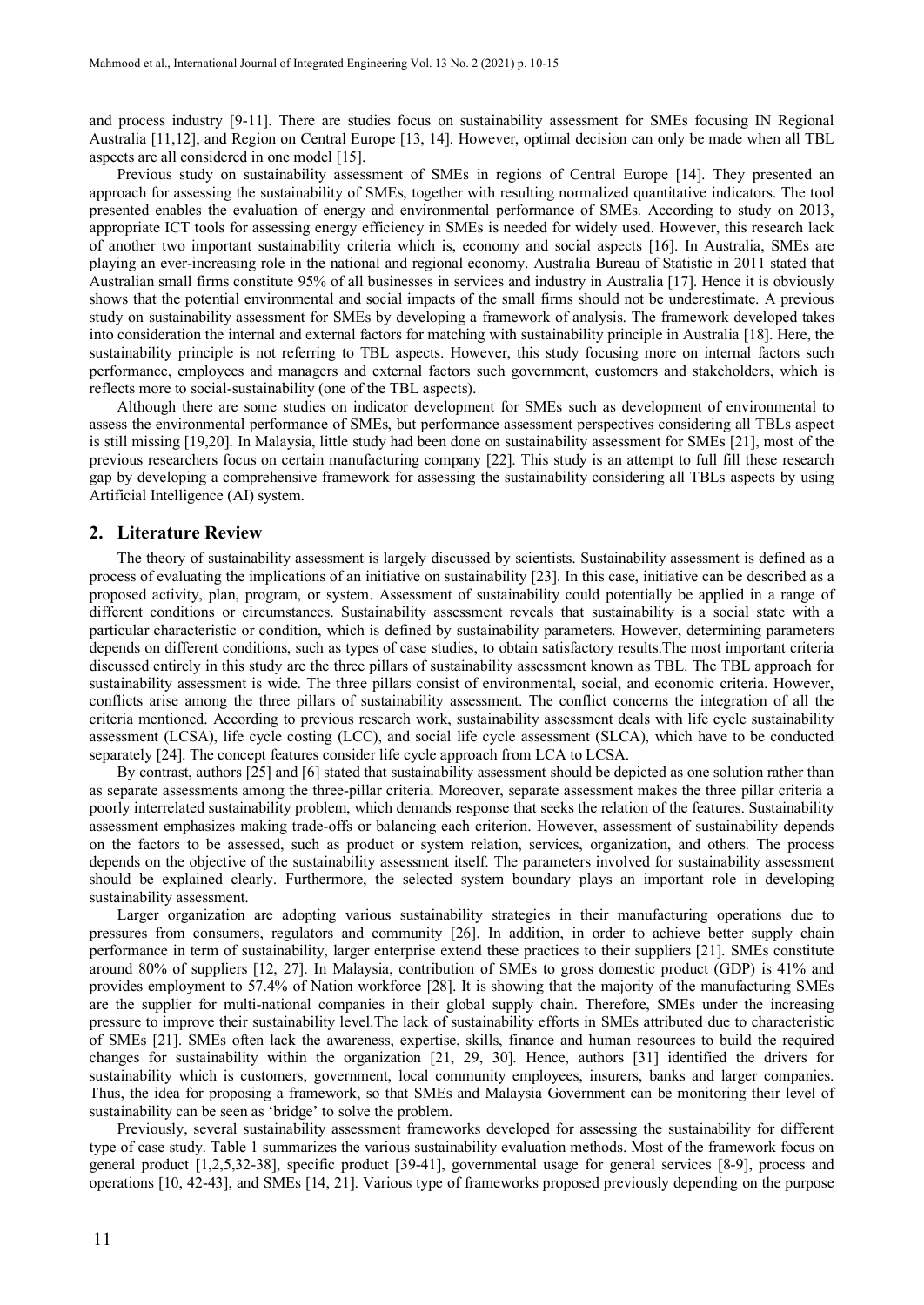and process industry [9-11]. There are studies focus on sustainability assessment for SMEs focusing IN Regional Australia [11,12], and Region on Central Europe [13, 14]. However, optimal decision can only be made when all TBL aspects are all considered in one model [15].

Previous study on sustainability assessment of SMEs in regions of Central Europe [14]. They presented an approach for assessing the sustainability of SMEs, together with resulting normalized quantitative indicators. The tool presented enables the evaluation of energy and environmental performance of SMEs. According to study on 2013, appropriate ICT tools for assessing energy efficiency in SMEs is needed for widely used. However, this research lack of another two important sustainability criteria which is, economy and social aspects [16]. In Australia, SMEs are playing an ever-increasing role in the national and regional economy. Australia Bureau of Statistic in 2011 stated that Australian small firms constitute 95% of all businesses in services and industry in Australia [17]. Hence it is obviously shows that the potential environmental and social impacts of the small firms should not be underestimate. A previous study on sustainability assessment for SMEs by developing a framework of analysis. The framework developed takes into consideration the internal and external factors for matching with sustainability principle in Australia [18]. Here, the sustainability principle is not referring to TBL aspects. However, this study focusing more on internal factors such performance, employees and managers and external factors such government, customers and stakeholders, which is reflects more to social-sustainability (one of the TBL aspects).

Although there are some studies on indicator development for SMEs such as development of environmental to assess the environmental performance of SMEs, but performance assessment perspectives considering all TBLs aspect is still missing [19,20]. In Malaysia, little study had been done on sustainability assessment for SMEs [21], most of the previous researchers focus on certain manufacturing company [22]. This study is an attempt to full fill these research gap by developing a comprehensive framework for assessing the sustainability considering all TBLs aspects by using Artificial Intelligence (AI) system.

## 2. Literature Review

The theory of sustainability assessment is largely discussed by scientists. Sustainability assessment is defined as a process of evaluating the implications of an initiative on sustainability [23]. In this case, initiative can be described as a proposed activity, plan, program, or system. Assessment of sustainability could potentially be applied in a range of different conditions or circumstances. Sustainability assessment reveals that sustainability is a social state with a particular characteristic or condition, which is defined by sustainability parameters. However, determining parameters depends on different conditions, such as types of case studies, to obtain satisfactory results.The most important criteria discussed entirely in this study are the three pillars of sustainability assessment known as TBL. The TBL approach for sustainability assessment is wide. The three pillars consist of environmental, social, and economic criteria. However, conflicts arise among the three pillars of sustainability assessment. The conflict concerns the integration of all the criteria mentioned. According to previous research work, sustainability assessment deals with life cycle sustainability assessment (LCSA), life cycle costing (LCC), and social life cycle assessment (SLCA), which have to be conducted separately [24]. The concept features consider life cycle approach from LCA to LCSA.

By contrast, authors [25] and [6] stated that sustainability assessment should be depicted as one solution rather than as separate assessments among the three-pillar criteria. Moreover, separate assessment makes the three pillar criteria a poorly interrelated sustainability problem, which demands response that seeks the relation of the features. Sustainability assessment emphasizes making trade-offs or balancing each criterion. However, assessment of sustainability depends on the factors to be assessed, such as product or system relation, services, organization, and others. The process depends on the objective of the sustainability assessment itself. The parameters involved for sustainability assessment should be explained clearly. Furthermore, the selected system boundary plays an important role in developing sustainability assessment.

Larger organization are adopting various sustainability strategies in their manufacturing operations due to pressures from consumers, regulators and community [26]. In addition, in order to achieve better supply chain performance in term of sustainability, larger enterprise extend these practices to their suppliers [21]. SMEs constitute around 80% of suppliers [12, 27]. In Malaysia, contribution of SMEs to gross domestic product (GDP) is 41% and provides employment to 57.4% of Nation workforce [28]. It is showing that the majority of the manufacturing SMEs are the supplier for multi-national companies in their global supply chain. Therefore, SMEs under the increasing pressure to improve their sustainability level.The lack of sustainability efforts in SMEs attributed due to characteristic of SMEs [21]. SMEs often lack the awareness, expertise, skills, finance and human resources to build the required changes for sustainability within the organization [21, 29, 30]. Hence, authors [31] identified the drivers for sustainability which is customers, government, local community employees, insurers, banks and larger companies. Thus, the idea for proposing a framework, so that SMEs and Malaysia Government can be monitoring their level of sustainability can be seen as 'bridge' to solve the problem.

Previously, several sustainability assessment frameworks developed for assessing the sustainability for different type of case study. Table 1 summarizes the various sustainability evaluation methods. Most of the framework focus on general product [1,2,5,32-38], specific product [39-41], governmental usage for general services [8-9], process and operations [10, 42-43], and SMEs [14, 21]. Various type of frameworks proposed previously depending on the purpose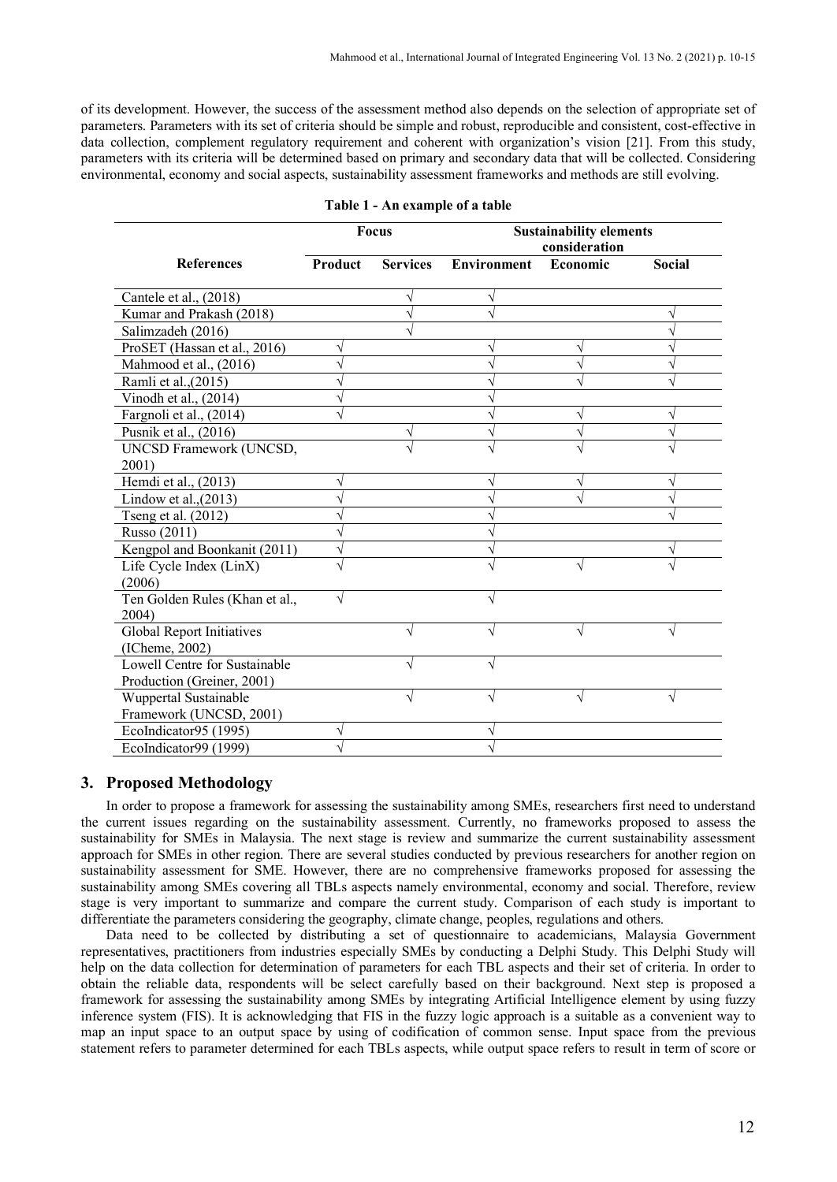of its development. However, the success of the assessment method also depends on the selection of appropriate set of parameters. Parameters with its set of criteria should be simple and robust, reproducible and consistent, cost-effective in data collection, complement regulatory requirement and coherent with organization's vision [21]. From this study, parameters with its criteria will be determined based on primary and secondary data that will be collected. Considering environmental, economy and social aspects, sustainability assessment frameworks and methods are still evolving.

**Table 1 - An example of a table**

| References | Focus | | Sustainability elements consideration | | |
|---|---|---|---|---|---|
| | **Product** | **Services** | **Environment** | **Economic** | **Social** |
| Cantele et al., (2018) | | √ | √ | | |
| Kumar and Prakash (2018) | | √ | √ | | √ |
| Salimzadeh (2016) | | √ | | | √ |
| ProSET (Hassan et al., 2016) | √ | | √ | √ | √ |
| Mahmood et al., (2016) | √ | | √ | √ | √ |
| Ramli et al.,(2015) | √ | | √ | √ | √ |
| Vinodh et al., (2014) | √ | | √ | | |
| Fargnoli et al., (2014) | √ | | √ | √ | √ |
| Pusnik et al., (2016) | | √ | √ | √ | √ |
| UNCSD Framework (UNCSD, 2001) | | √ | √ | √ | √ |
| Hemdi et al., (2013) | √ | | √ | √ | √ |
| Lindow et al.,(2013) | √ | | √ | √ | √ |
| Tseng et al. (2012) | √ | | √ | | √ |
| Russo (2011) | √ | | √ | | |
| Kengpol and Boonkanit (2011) | √ | | √ | | √ |
| Life Cycle Index (LinX) (2006) | √ | | √ | √ | √ |
| Ten Golden Rules (Khan et al., 2004) | √ | | √ | | |
| Global Report Initiatives (ICheme, 2002) | | √ | √ | √ | √ |
| Lowell Centre for Sustainable Production (Greiner, 2001) | | √ | √ | | |
| Wuppertal Sustainable Framework (UNCSD, 2001) | | √ | √ | √ | √ |
| EcoIndicator95 (1995) | √ | | √ | | |
| EcoIndicator99 (1999) | √ | | √ | | |

## 3. Proposed Methodology

In order to propose a framework for assessing the sustainability among SMEs, researchers first need to understand the current issues regarding on the sustainability assessment. Currently, no frameworks proposed to assess the sustainability for SMEs in Malaysia. The next stage is review and summarize the current sustainability assessment approach for SMEs in other region. There are several studies conducted by previous researchers for another region on sustainability assessment for SME. However, there are no comprehensive frameworks proposed for assessing the sustainability among SMEs covering all TBLs aspects namely environmental, economy and social. Therefore, review stage is very important to summarize and compare the current study. Comparison of each study is important to differentiate the parameters considering the geography, climate change, peoples, regulations and others.

Data need to be collected by distributing a set of questionnaire to academicians, Malaysia Government representatives, practitioners from industries especially SMEs by conducting a Delphi Study. This Delphi Study will help on the data collection for determination of parameters for each TBL aspects and their set of criteria. In order to obtain the reliable data, respondents will be select carefully based on their background. Next step is proposed a framework for assessing the sustainability among SMEs by integrating Artificial Intelligence element by using fuzzy inference system (FIS). It is acknowledging that FIS in the fuzzy logic approach is a suitable as a convenient way to map an input space to an output space by using of codification of common sense. Input space from the previous statement refers to parameter determined for each TBLs aspects, while output space refers to result in term of score or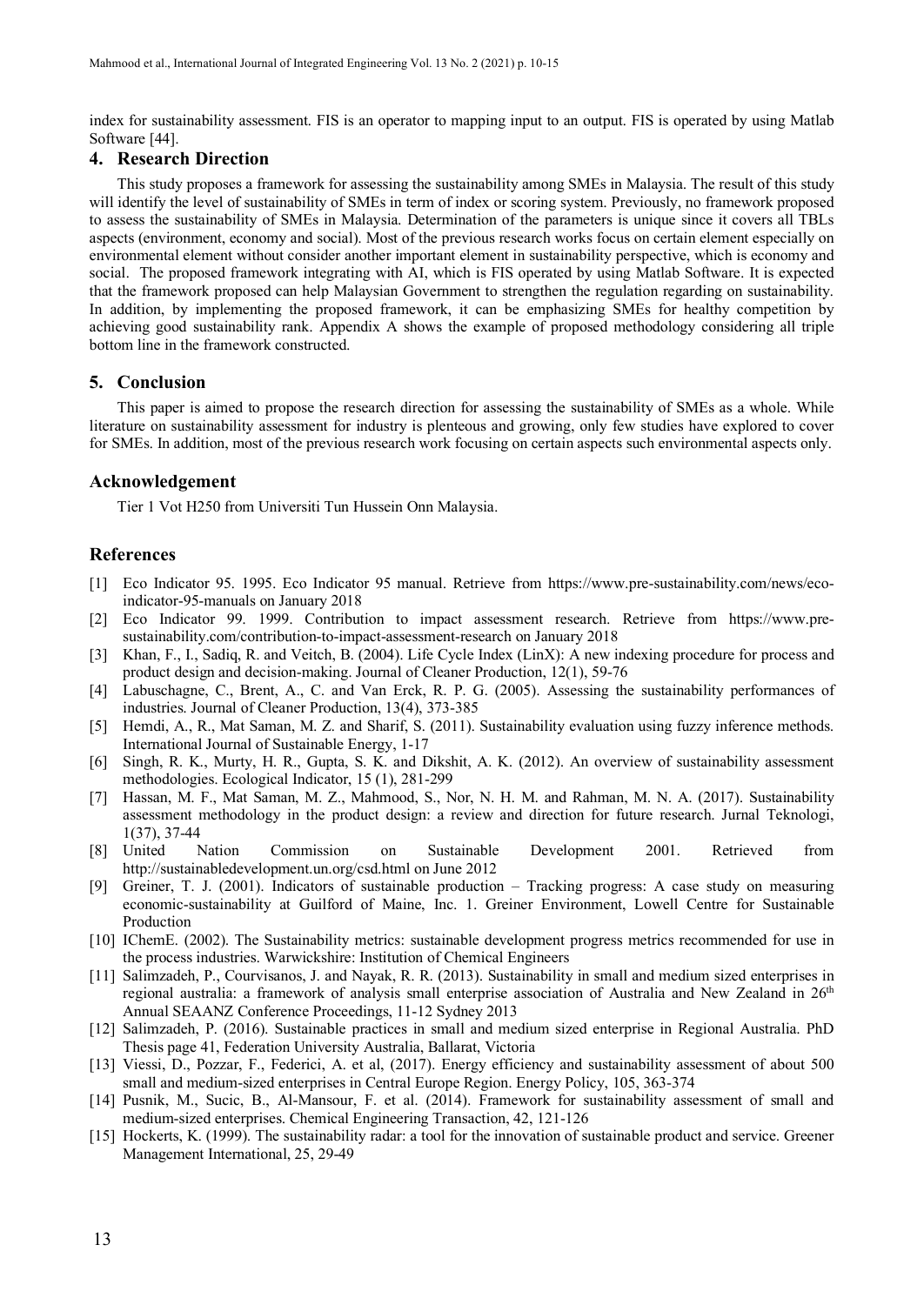index for sustainability assessment. FIS is an operator to mapping input to an output. FIS is operated by using Matlab Software [44].

## 4. Research Direction

This study proposes a framework for assessing the sustainability among SMEs in Malaysia. The result of this study will identify the level of sustainability of SMEs in term of index or scoring system. Previously, no framework proposed to assess the sustainability of SMEs in Malaysia. Determination of the parameters is unique since it covers all TBLs aspects (environment, economy and social). Most of the previous research works focus on certain element especially on environmental element without consider another important element in sustainability perspective, which is economy and social. The proposed framework integrating with AI, which is FIS operated by using Matlab Software. It is expected that the framework proposed can help Malaysian Government to strengthen the regulation regarding on sustainability. In addition, by implementing the proposed framework, it can be emphasizing SMEs for healthy competition by achieving good sustainability rank. Appendix A shows the example of proposed methodology considering all triple bottom line in the framework constructed.

## 5. Conclusion

This paper is aimed to propose the research direction for assessing the sustainability of SMEs as a whole. While literature on sustainability assessment for industry is plenteous and growing, only few studies have explored to cover for SMEs. In addition, most of the previous research work focusing on certain aspects such environmental aspects only.

## Acknowledgement

Tier 1 Vot H250 from Universiti Tun Hussein Onn Malaysia.

## References

[1] Eco Indicator 95. 1995. Eco Indicator 95 manual. Retrieve from https://www.pre-sustainability.com/news/eco-indicator-95-manuals on January 2018

[2] Eco Indicator 99. 1999. Contribution to impact assessment research. Retrieve from https://www.pre-sustainability.com/contribution-to-impact-assessment-research on January 2018

[3] Khan, F., I., Sadiq, R. and Veitch, B. (2004). Life Cycle Index (LinX): A new indexing procedure for process and product design and decision-making. Journal of Cleaner Production, 12(1), 59-76

[4] Labuschagne, C., Brent, A., C. and Van Erck, R. P. G. (2005). Assessing the sustainability performances of industries. Journal of Cleaner Production, 13(4), 373-385

[5] Hemdi, A., R., Mat Saman, M. Z. and Sharif, S. (2011). Sustainability evaluation using fuzzy inference methods. International Journal of Sustainable Energy, 1-17

[6] Singh, R. K., Murty, H. R., Gupta, S. K. and Dikshit, A. K. (2012). An overview of sustainability assessment methodologies. Ecological Indicator, 15 (1), 281-299

[7] Hassan, M. F., Mat Saman, M. Z., Mahmood, S., Nor, N. H. M. and Rahman, M. N. A. (2017). Sustainability assessment methodology in the product design: a review and direction for future research. Jurnal Teknologi, 1(37), 37-44

[8] United Nation Commission on Sustainable Development 2001. Retrieved from http://sustainabledevelopment.un.org/csd.html on June 2012

[9] Greiner, T. J. (2001). Indicators of sustainable production – Tracking progress: A case study on measuring economic-sustainability at Guilford of Maine, Inc. 1. Greiner Environment, Lowell Centre for Sustainable Production

[10] IChemE. (2002). The Sustainability metrics: sustainable development progress metrics recommended for use in the process industries. Warwickshire: Institution of Chemical Engineers

[11] Salimzadeh, P., Courvisanos, J. and Nayak, R. R. (2013). Sustainability in small and medium sized enterprises in regional australia: a framework of analysis small enterprise association of Australia and New Zealand in 26th Annual SEAANZ Conference Proceedings, 11-12 Sydney 2013

[12] Salimzadeh, P. (2016). Sustainable practices in small and medium sized enterprise in Regional Australia. PhD Thesis page 41, Federation University Australia, Ballarat, Victoria

[13] Viessi, D., Pozzar, F., Federici, A. et al, (2017). Energy efficiency and sustainability assessment of about 500 small and medium-sized enterprises in Central Europe Region. Energy Policy, 105, 363-374

[14] Pusnik, M., Sucic, B., Al-Mansour, F. et al. (2014). Framework for sustainability assessment of small and medium-sized enterprises. Chemical Engineering Transaction, 42, 121-126

[15] Hockerts, K. (1999). The sustainability radar: a tool for the innovation of sustainable product and service. Greener Management International, 25, 29-49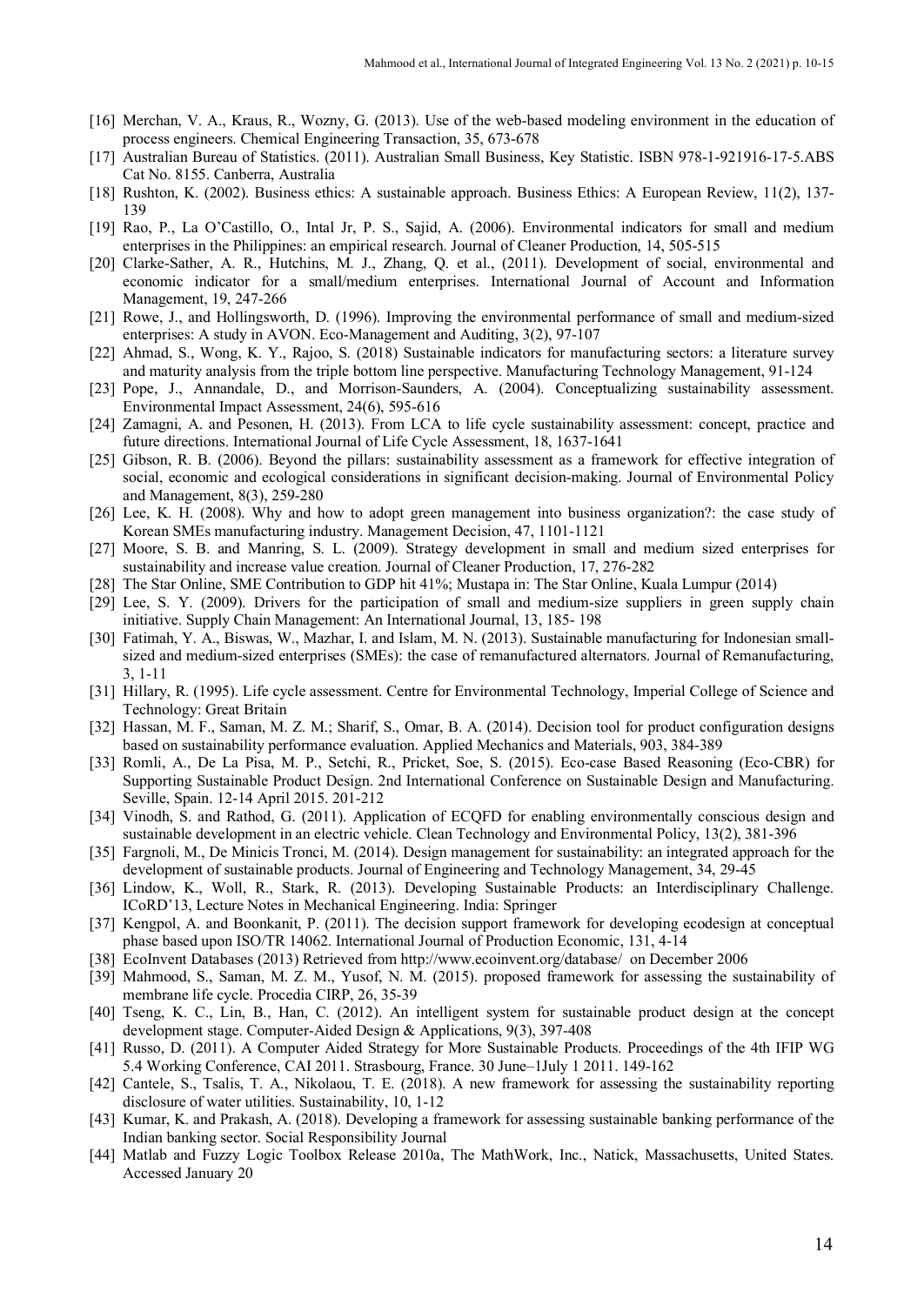[16] Merchan, V. A., Kraus, R., Wozny, G. (2013). Use of the web-based modeling environment in the education of process engineers. Chemical Engineering Transaction, 35, 673-678

[17] Australian Bureau of Statistics. (2011). Australian Small Business, Key Statistic. ISBN 978-1-921916-17-5.ABS Cat No. 8155. Canberra, Australia

[18] Rushton, K. (2002). Business ethics: A sustainable approach. Business Ethics: A European Review, 11(2), 137-139

[19] Rao, P., La O'Castillo, O., Intal Jr, P. S., Sajid, A. (2006). Environmental indicators for small and medium enterprises in the Philippines: an empirical research. Journal of Cleaner Production, 14, 505-515

[20] Clarke-Sather, A. R., Hutchins, M. J., Zhang, Q. et al., (2011). Development of social, environmental and economic indicator for a small/medium enterprises. International Journal of Account and Information Management, 19, 247-266

[21] Rowe, J., and Hollingsworth, D. (1996). Improving the environmental performance of small and medium-sized enterprises: A study in AVON. Eco-Management and Auditing, 3(2), 97-107

[22] Ahmad, S., Wong, K. Y., Rajoo, S. (2018) Sustainable indicators for manufacturing sectors: a literature survey and maturity analysis from the triple bottom line perspective. Manufacturing Technology Management, 91-124

[23] Pope, J., Annandale, D., and Morrison-Saunders, A. (2004). Conceptualizing sustainability assessment. Environmental Impact Assessment, 24(6), 595-616

[24] Zamagni, A. and Pesonen, H. (2013). From LCA to life cycle sustainability assessment: concept, practice and future directions. International Journal of Life Cycle Assessment, 18, 1637-1641

[25] Gibson, R. B. (2006). Beyond the pillars: sustainability assessment as a framework for effective integration of social, economic and ecological considerations in significant decision-making. Journal of Environmental Policy and Management, 8(3), 259-280

[26] Lee, K. H. (2008). Why and how to adopt green management into business organization?: the case study of Korean SMEs manufacturing industry. Management Decision, 47, 1101-1121

[27] Moore, S. B. and Manring, S. L. (2009). Strategy development in small and medium sized enterprises for sustainability and increase value creation. Journal of Cleaner Production, 17, 276-282

[28] The Star Online, SME Contribution to GDP hit 41%; Mustapa in: The Star Online, Kuala Lumpur (2014)

[29] Lee, S. Y. (2009). Drivers for the participation of small and medium-size suppliers in green supply chain initiative. Supply Chain Management: An International Journal, 13, 185- 198

[30] Fatimah, Y. A., Biswas, W., Mazhar, I. and Islam, M. N. (2013). Sustainable manufacturing for Indonesian small-sized and medium-sized enterprises (SMEs): the case of remanufactured alternators. Journal of Remanufacturing, 3, 1-11

[31] Hillary, R. (1995). Life cycle assessment. Centre for Environmental Technology, Imperial College of Science and Technology: Great Britain

[32] Hassan, M. F., Saman, M. Z. M.; Sharif, S., Omar, B. A. (2014). Decision tool for product configuration designs based on sustainability performance evaluation. Applied Mechanics and Materials, 903, 384-389

[33] Romli, A., De La Pisa, M. P., Setchi, R., Pricket, Soe, S. (2015). Eco-case Based Reasoning (Eco-CBR) for Supporting Sustainable Product Design. 2nd International Conference on Sustainable Design and Manufacturing. Seville, Spain. 12-14 April 2015. 201-212

[34] Vinodh, S. and Rathod, G. (2011). Application of ECQFD for enabling environmentally conscious design and sustainable development in an electric vehicle. Clean Technology and Environmental Policy, 13(2), 381-396

[35] Fargnoli, M., De Minicis Tronci, M. (2014). Design management for sustainability: an integrated approach for the development of sustainable products. Journal of Engineering and Technology Management, 34, 29-45

[36] Lindow, K., Woll, R., Stark, R. (2013). Developing Sustainable Products: an Interdisciplinary Challenge. ICoRD'13, Lecture Notes in Mechanical Engineering. India: Springer

[37] Kengpol, A. and Boonkanit, P. (2011). The decision support framework for developing ecodesign at conceptual phase based upon ISO/TR 14062. International Journal of Production Economic, 131, 4-14

[38] EcoInvent Databases (2013) Retrieved from http://www.ecoinvent.org/database/ on December 2006

[39] Mahmood, S., Saman, M. Z. M., Yusof, N. M. (2015). proposed framework for assessing the sustainability of membrane life cycle. Procedia CIRP, 26, 35-39

[40] Tseng, K. C., Lin, B., Han, C. (2012). An intelligent system for sustainable product design at the concept development stage. Computer-Aided Design & Applications, 9(3), 397-408

[41] Russo, D. (2011). A Computer Aided Strategy for More Sustainable Products. Proceedings of the 4th IFIP WG 5.4 Working Conference, CAI 2011. Strasbourg, France. 30 June–1July 1 2011. 149-162

[42] Cantele, S., Tsalis, T. A., Nikolaou, T. E. (2018). A new framework for assessing the sustainability reporting disclosure of water utilities. Sustainability, 10, 1-12

[43] Kumar, K. and Prakash, A. (2018). Developing a framework for assessing sustainable banking performance of the Indian banking sector. Social Responsibility Journal

[44] Matlab and Fuzzy Logic Toolbox Release 2010a, The MathWork, Inc., Natick, Massachusetts, United States. Accessed January 20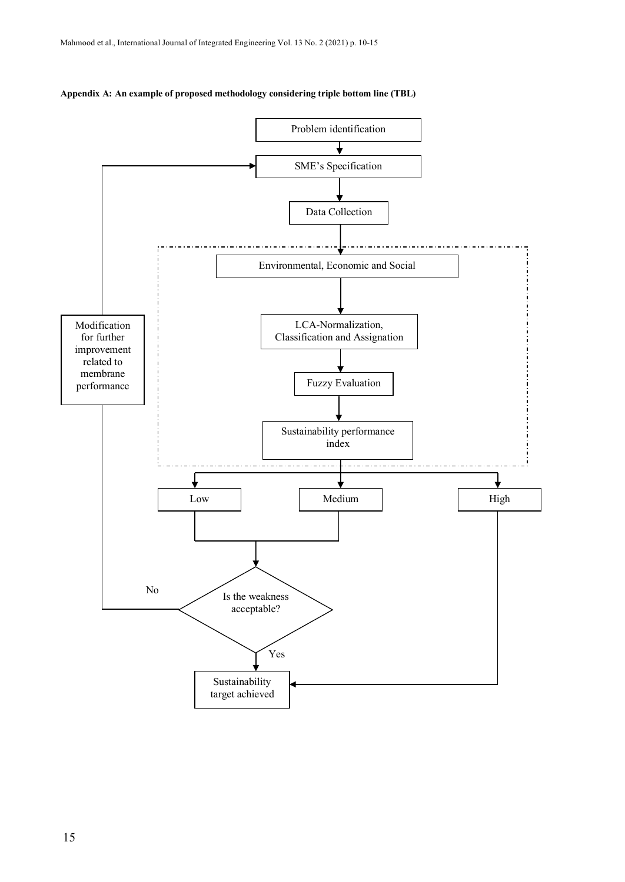**Appendix A: An example of proposed methodology considering triple bottom line (TBL)**

Problem identification

SME's Specification

Data Collection

Environmental, Economic and Social

LCA-Normalization, Classification and Assignation

Fuzzy Evaluation

Sustainability performance index

Low

Medium

High

Is the weakness acceptable?

No

Yes

Modification for further improvement related to membrane performance

Sustainability target achieved